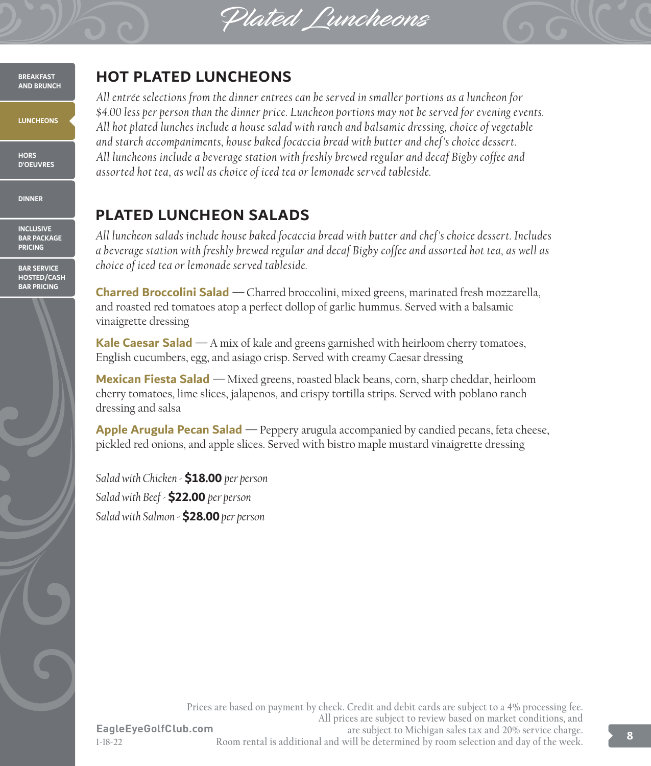# Plated Luncheons

## HOT PLATED LUNCHEONS

*All entrée selections from the dinner entrees can be served in smaller portions as a luncheon for $4.00 less per person than the dinner price. Luncheon portions may not be served for evening events. All hot plated lunches include a house salad with ranch and balsamic dressing, choice of vegetable and starch accompaniments, house baked focaccia bread with butter and chef's choice dessert. All luncheons include a beverage station with freshly brewed regular and decaf Bigby coffee and assorted hot tea, as well as choice of iced tea or lemonade served tableside.*

## PLATED LUNCHEON SALADS

*All luncheon salads include house baked focaccia bread with butter and chef's choice dessert. Includes a beverage station with freshly brewed regular and decaf Bigby coffee and assorted hot tea, as well as choice of iced tea or lemonade served tableside.*

**Charred Broccolini Salad** — Charred broccolini, mixed greens, marinated fresh mozzarella, and roasted red tomatoes atop a perfect dollop of garlic hummus. Served with a balsamic vinaigrette dressing

**Kale Caesar Salad** — A mix of kale and greens garnished with heirloom cherry tomatoes, English cucumbers, egg, and asiago crisp. Served with creamy Caesar dressing

**Mexican Fiesta Salad** — Mixed greens, roasted black beans, corn, sharp cheddar, heirloom cherry tomatoes, lime slices, jalapenos, and crispy tortilla strips. Served with poblano ranch dressing and salsa

**Apple Arugula Pecan Salad** — Peppery arugula accompanied by candied pecans, feta cheese, pickled red onions, and apple slices. Served with bistro maple mustard vinaigrette dressing

*Salad with Chicken* - **$18.00** *per person*
*Salad with Beef* - **$22.00** *per person*
*Salad with Salmon* - **$28.00** *per person*

Prices are based on payment by check. Credit and debit cards are subject to a 4% processing fee. All prices are subject to review based on market conditions, and are subject to Michigan sales tax and 20% service charge. Room rental is additional and will be determined by room selection and day of the week.

EagleEyeGolfClub.com
1-18-22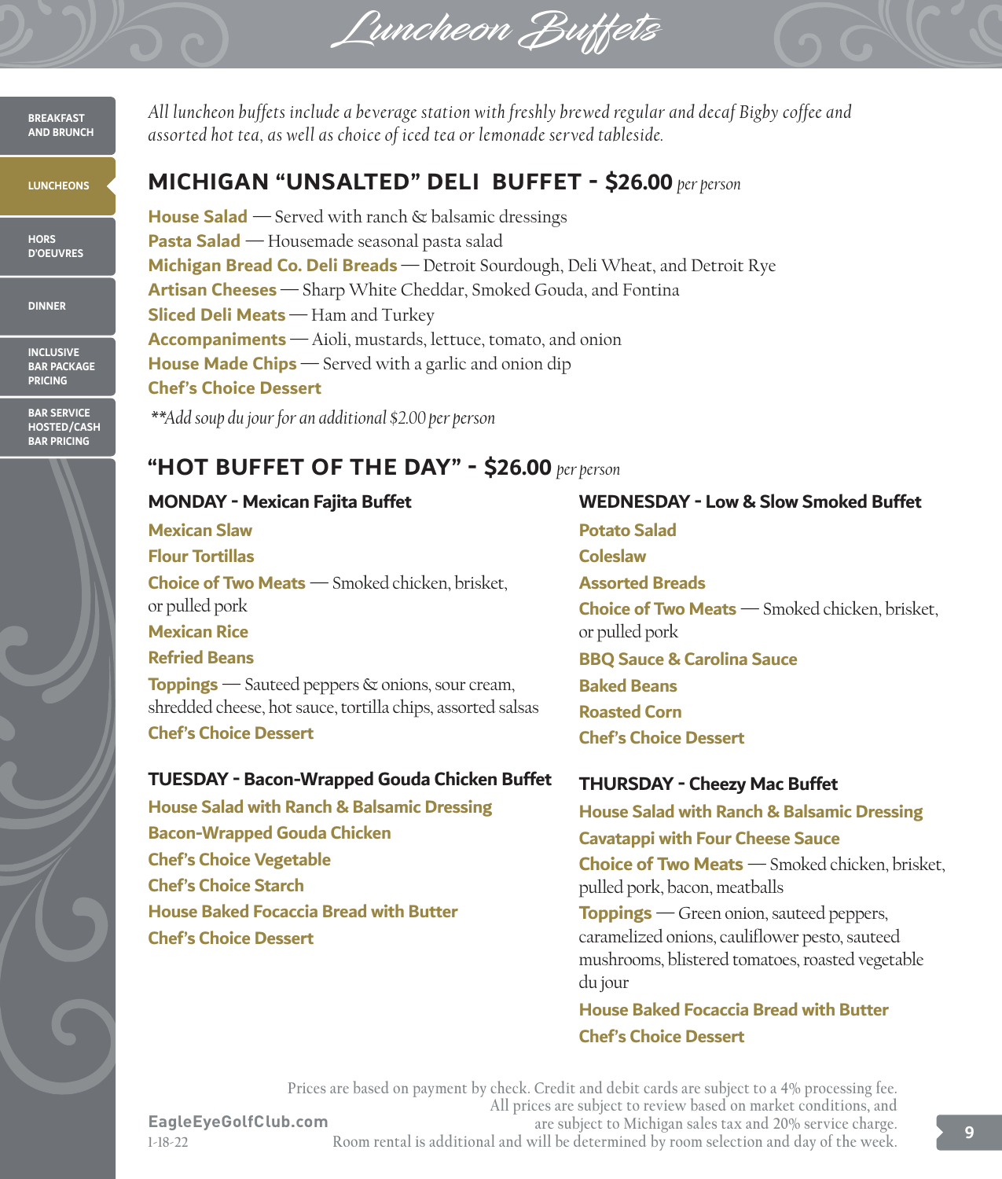# Luncheon Buffets

- BREAKFAST AND BRUNCH
- LUNCHEONS
- HORS D'OEUVRES
- DINNER
- INCLUSIVE BAR PACKAGE PRICING
- BAR SERVICE HOSTED/CASH BAR PRICING

*All luncheon buffets include a beverage station with freshly brewed regular and decaf Bigby coffee and assorted hot tea, as well as choice of iced tea or lemonade served tableside.*

## MICHIGAN "UNSALTED" DELI BUFFET - $26.00 *per person*

**House Salad** — Served with ranch & balsamic dressings
**Pasta Salad** — Housemade seasonal pasta salad
**Michigan Bread Co. Deli Breads** — Detroit Sourdough, Deli Wheat, and Detroit Rye
**Artisan Cheeses** — Sharp White Cheddar, Smoked Gouda, and Fontina
**Sliced Deli Meats** — Ham and Turkey
**Accompaniments** — Aioli, mustards, lettuce, tomato, and onion
**House Made Chips** — Served with a garlic and onion dip
**Chef's Choice Dessert**

*\*\*Add soup du jour for an additional $2.00 per person*

## "HOT BUFFET OF THE DAY" - $26.00 *per person*

### MONDAY - Mexican Fajita Buffet

**Mexican Slaw**
**Flour Tortillas**
**Choice of Two Meats** — Smoked chicken, brisket, or pulled pork
**Mexican Rice**
**Refried Beans**
**Toppings** — Sauteed peppers & onions, sour cream, shredded cheese, hot sauce, tortilla chips, assorted salsas
**Chef's Choice Dessert**

### TUESDAY - Bacon-Wrapped Gouda Chicken Buffet

**House Salad with Ranch & Balsamic Dressing**
**Bacon-Wrapped Gouda Chicken**
**Chef's Choice Vegetable**
**Chef's Choice Starch**
**House Baked Focaccia Bread with Butter**
**Chef's Choice Dessert**

### WEDNESDAY - Low & Slow Smoked Buffet

**Potato Salad**
**Coleslaw**
**Assorted Breads**
**Choice of Two Meats** — Smoked chicken, brisket, or pulled pork
**BBQ Sauce & Carolina Sauce**
**Baked Beans**
**Roasted Corn**
**Chef's Choice Dessert**

### THURSDAY - Cheezy Mac Buffet

**House Salad with Ranch & Balsamic Dressing**
**Cavatappi with Four Cheese Sauce**
**Choice of Two Meats** — Smoked chicken, brisket, pulled pork, bacon, meatballs
**Toppings** — Green onion, sauteed peppers, caramelized onions, cauliflower pesto, sauteed mushrooms, blistered tomatoes, roasted vegetable du jour
**House Baked Focaccia Bread with Butter**
**Chef's Choice Dessert**

Prices are based on payment by check. Credit and debit cards are subject to a 4% processing fee. All prices are subject to review based on market conditions, and are subject to Michigan sales tax and 20% service charge. Room rental is additional and will be determined by room selection and day of the week.

EagleEyeGolfClub.com
1-18-22